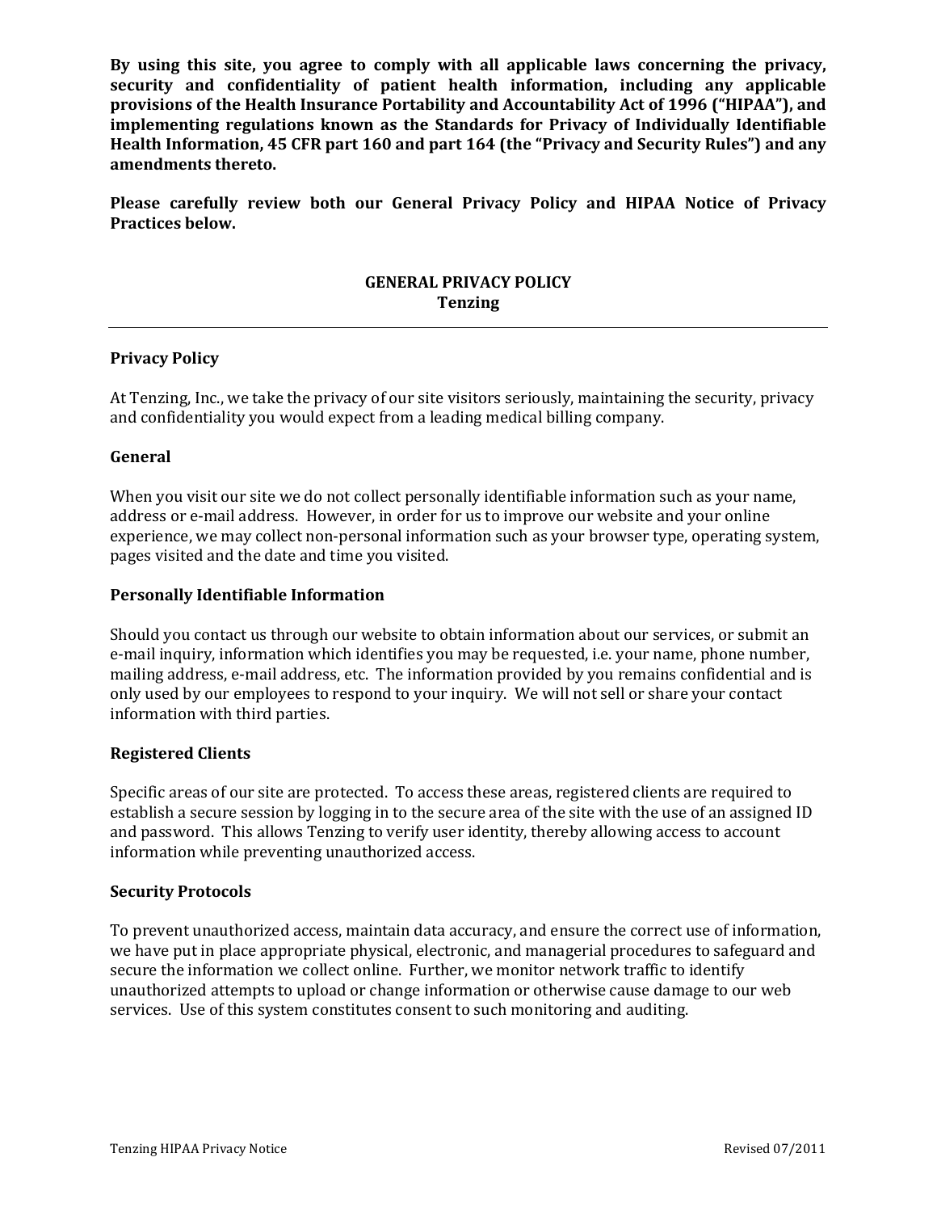**By using this site, you agree to comply with all applicable laws concerning the privacy, security and confidentiality of patient health information, including any applicable provisions of the Health Insurance Portability and Accountability Act of 1996 ("HIPAA"), and implementing regulations known as the Standards for Privacy of Individually Identifiable Health Information, 45 CFR part 160 and part 164 (the "Privacy and Security Rules") and any amendments thereto.**

**Please carefully review both our General Privacy Policy and HIPAA Notice of Privacy Practices below.**

# GENERAL PRIVACY POLICY
## Tenzing

---

### Privacy Policy

At Tenzing, Inc., we take the privacy of our site visitors seriously, maintaining the security, privacy and confidentiality you would expect from a leading medical billing company.

### General

When you visit our site we do not collect personally identifiable information such as your name, address or e-mail address. However, in order for us to improve our website and your online experience, we may collect non-personal information such as your browser type, operating system, pages visited and the date and time you visited.

### Personally Identifiable Information

Should you contact us through our website to obtain information about our services, or submit an e-mail inquiry, information which identifies you may be requested, i.e. your name, phone number, mailing address, e-mail address, etc. The information provided by you remains confidential and is only used by our employees to respond to your inquiry. We will not sell or share your contact information with third parties.

### Registered Clients

Specific areas of our site are protected. To access these areas, registered clients are required to establish a secure session by logging in to the secure area of the site with the use of an assigned ID and password. This allows Tenzing to verify user identity, thereby allowing access to account information while preventing unauthorized access.

### Security Protocols

To prevent unauthorized access, maintain data accuracy, and ensure the correct use of information, we have put in place appropriate physical, electronic, and managerial procedures to safeguard and secure the information we collect online. Further, we monitor network traffic to identify unauthorized attempts to upload or change information or otherwise cause damage to our web services. Use of this system constitutes consent to such monitoring and auditing.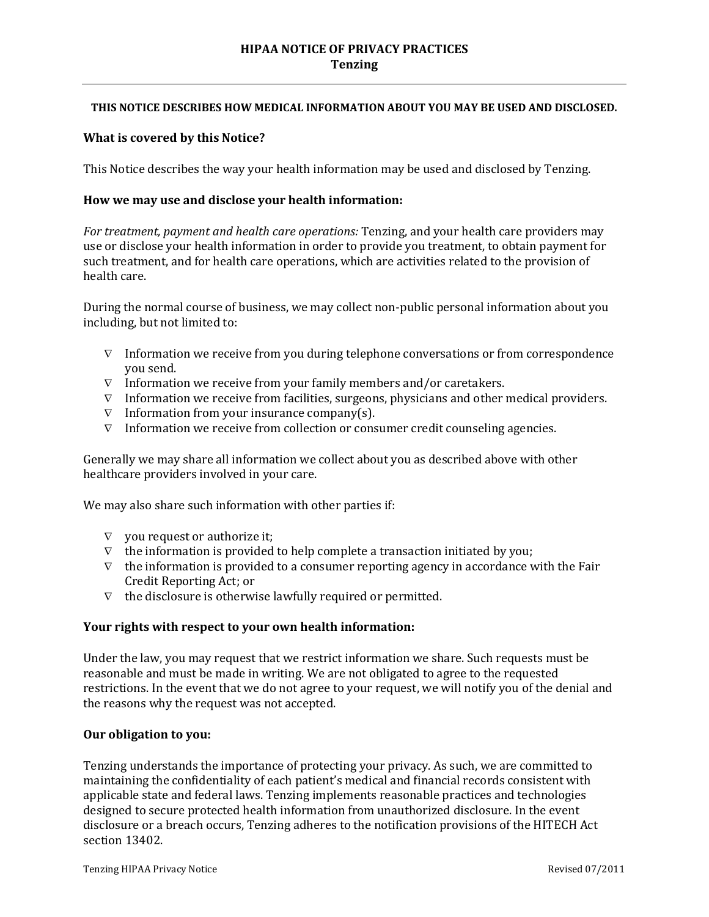## HIPAA NOTICE OF PRIVACY PRACTICES
## Tenzing

**THIS NOTICE DESCRIBES HOW MEDICAL INFORMATION ABOUT YOU MAY BE USED AND DISCLOSED.**

### What is covered by this Notice?

This Notice describes the way your health information may be used and disclosed by Tenzing.

### How we may use and disclose your health information:

*For treatment, payment and health care operations:* Tenzing, and your health care providers may use or disclose your health information in order to provide you treatment, to obtain payment for such treatment, and for health care operations, which are activities related to the provision of health care.

During the normal course of business, we may collect non-public personal information about you including, but not limited to:

- Information we receive from you during telephone conversations or from correspondence you send.
- Information we receive from your family members and/or caretakers.
- Information we receive from facilities, surgeons, physicians and other medical providers.
- Information from your insurance company(s).
- Information we receive from collection or consumer credit counseling agencies.

Generally we may share all information we collect about you as described above with other healthcare providers involved in your care.

We may also share such information with other parties if:

- you request or authorize it;
- the information is provided to help complete a transaction initiated by you;
- the information is provided to a consumer reporting agency in accordance with the Fair Credit Reporting Act; or
- the disclosure is otherwise lawfully required or permitted.

### Your rights with respect to your own health information:

Under the law, you may request that we restrict information we share. Such requests must be reasonable and must be made in writing. We are not obligated to agree to the requested restrictions. In the event that we do not agree to your request, we will notify you of the denial and the reasons why the request was not accepted.

### Our obligation to you:

Tenzing understands the importance of protecting your privacy. As such, we are committed to maintaining the confidentiality of each patient's medical and financial records consistent with applicable state and federal laws. Tenzing implements reasonable practices and technologies designed to secure protected health information from unauthorized disclosure. In the event disclosure or a breach occurs, Tenzing adheres to the notification provisions of the HITECH Act section 13402.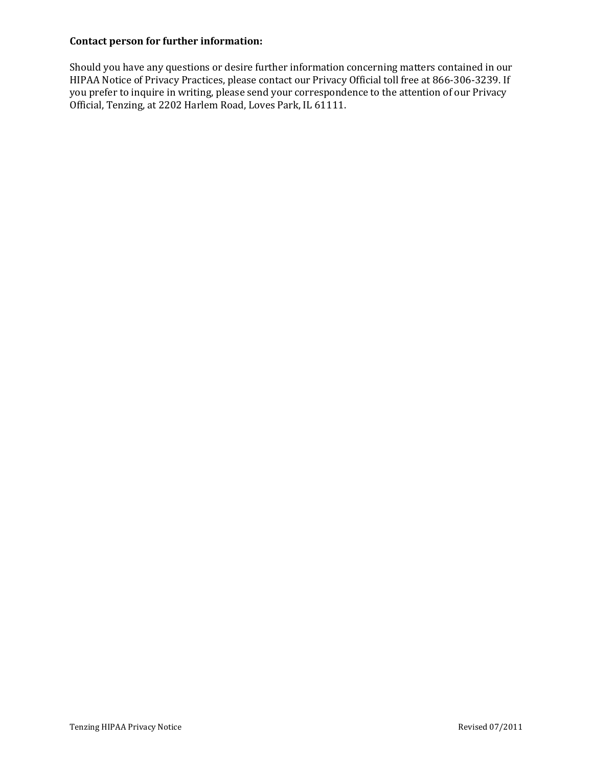**Contact person for further information:**

Should you have any questions or desire further information concerning matters contained in our HIPAA Notice of Privacy Practices, please contact our Privacy Official toll free at 866-306-3239. If you prefer to inquire in writing, please send your correspondence to the attention of our Privacy Official, Tenzing, at 2202 Harlem Road, Loves Park, IL 61111.